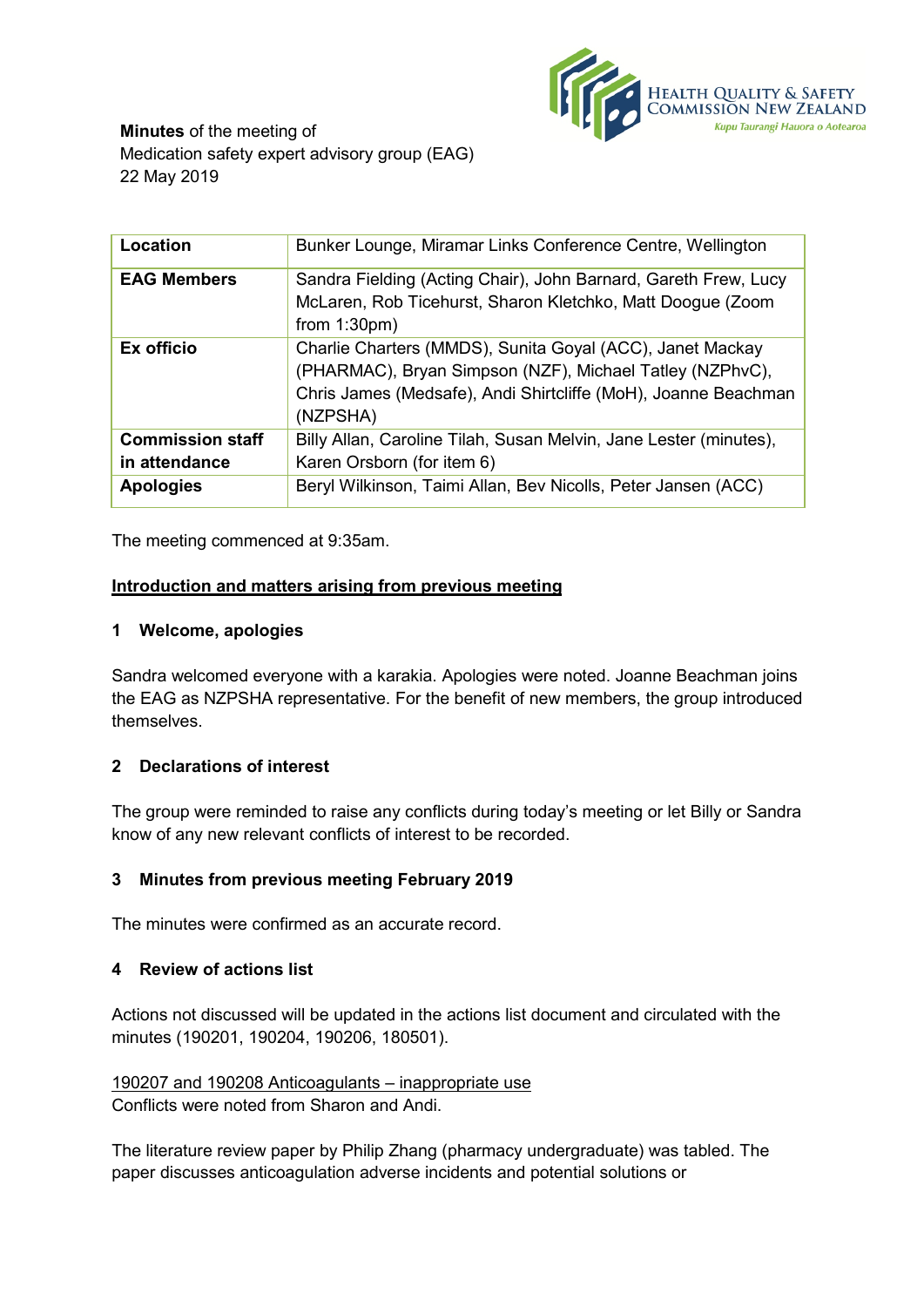**Minutes** of the meeting of
Medication safety expert advisory group (EAG)
22 May 2019

| | |
|---|---|
| **Location** | Bunker Lounge, Miramar Links Conference Centre, Wellington |
| **EAG Members** | Sandra Fielding (Acting Chair), John Barnard, Gareth Frew, Lucy McLaren, Rob Ticehurst, Sharon Kletchko, Matt Doogue (Zoom from 1:30pm) |
| **Ex officio** | Charlie Charters (MMDS), Sunita Goyal (ACC), Janet Mackay (PHARMAC), Bryan Simpson (NZF), Michael Tatley (NZPhvC), Chris James (Medsafe), Andi Shirtcliffe (MoH), Joanne Beachman (NZPSHA) |
| **Commission staff in attendance** | Billy Allan, Caroline Tilah, Susan Melvin, Jane Lester (minutes), Karen Orsborn (for item 6) |
| **Apologies** | Beryl Wilkinson, Taimi Allan, Bev Nicolls, Peter Jansen (ACC) |

The meeting commenced at 9:35am.

## Introduction and matters arising from previous meeting

### 1 Welcome, apologies

Sandra welcomed everyone with a karakia. Apologies were noted. Joanne Beachman joins the EAG as NZPSHA representative. For the benefit of new members, the group introduced themselves.

### 2 Declarations of interest

The group were reminded to raise any conflicts during today's meeting or let Billy or Sandra know of any new relevant conflicts of interest to be recorded.

### 3 Minutes from previous meeting February 2019

The minutes were confirmed as an accurate record.

### 4 Review of actions list

Actions not discussed will be updated in the actions list document and circulated with the minutes (190201, 190204, 190206, 180501).

190207 and 190208 Anticoagulants – inappropriate use
Conflicts were noted from Sharon and Andi.

The literature review paper by Philip Zhang (pharmacy undergraduate) was tabled. The paper discusses anticoagulation adverse incidents and potential solutions or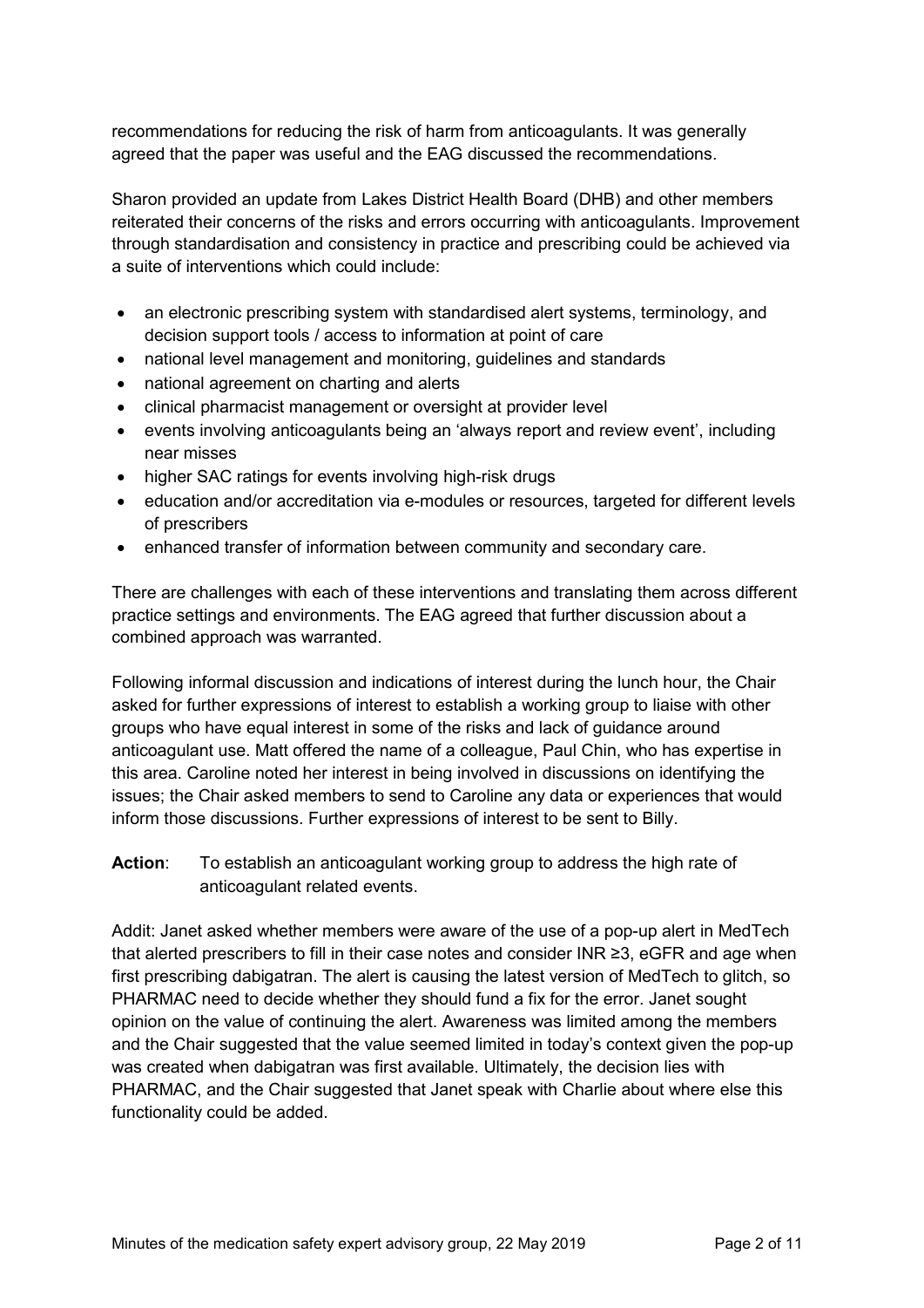recommendations for reducing the risk of harm from anticoagulants. It was generally agreed that the paper was useful and the EAG discussed the recommendations.

Sharon provided an update from Lakes District Health Board (DHB) and other members reiterated their concerns of the risks and errors occurring with anticoagulants. Improvement through standardisation and consistency in practice and prescribing could be achieved via a suite of interventions which could include:

- an electronic prescribing system with standardised alert systems, terminology, and decision support tools / access to information at point of care
- national level management and monitoring, guidelines and standards
- national agreement on charting and alerts
- clinical pharmacist management or oversight at provider level
- events involving anticoagulants being an 'always report and review event', including near misses
- higher SAC ratings for events involving high-risk drugs
- education and/or accreditation via e-modules or resources, targeted for different levels of prescribers
- enhanced transfer of information between community and secondary care.

There are challenges with each of these interventions and translating them across different practice settings and environments. The EAG agreed that further discussion about a combined approach was warranted.

Following informal discussion and indications of interest during the lunch hour, the Chair asked for further expressions of interest to establish a working group to liaise with other groups who have equal interest in some of the risks and lack of guidance around anticoagulant use. Matt offered the name of a colleague, Paul Chin, who has expertise in this area. Caroline noted her interest in being involved in discussions on identifying the issues; the Chair asked members to send to Caroline any data or experiences that would inform those discussions. Further expressions of interest to be sent to Billy.

**Action**: To establish an anticoagulant working group to address the high rate of anticoagulant related events.

Addit: Janet asked whether members were aware of the use of a pop-up alert in MedTech that alerted prescribers to fill in their case notes and consider INR ≥3, eGFR and age when first prescribing dabigatran. The alert is causing the latest version of MedTech to glitch, so PHARMAC need to decide whether they should fund a fix for the error. Janet sought opinion on the value of continuing the alert. Awareness was limited among the members and the Chair suggested that the value seemed limited in today's context given the pop-up was created when dabigatran was first available. Ultimately, the decision lies with PHARMAC, and the Chair suggested that Janet speak with Charlie about where else this functionality could be added.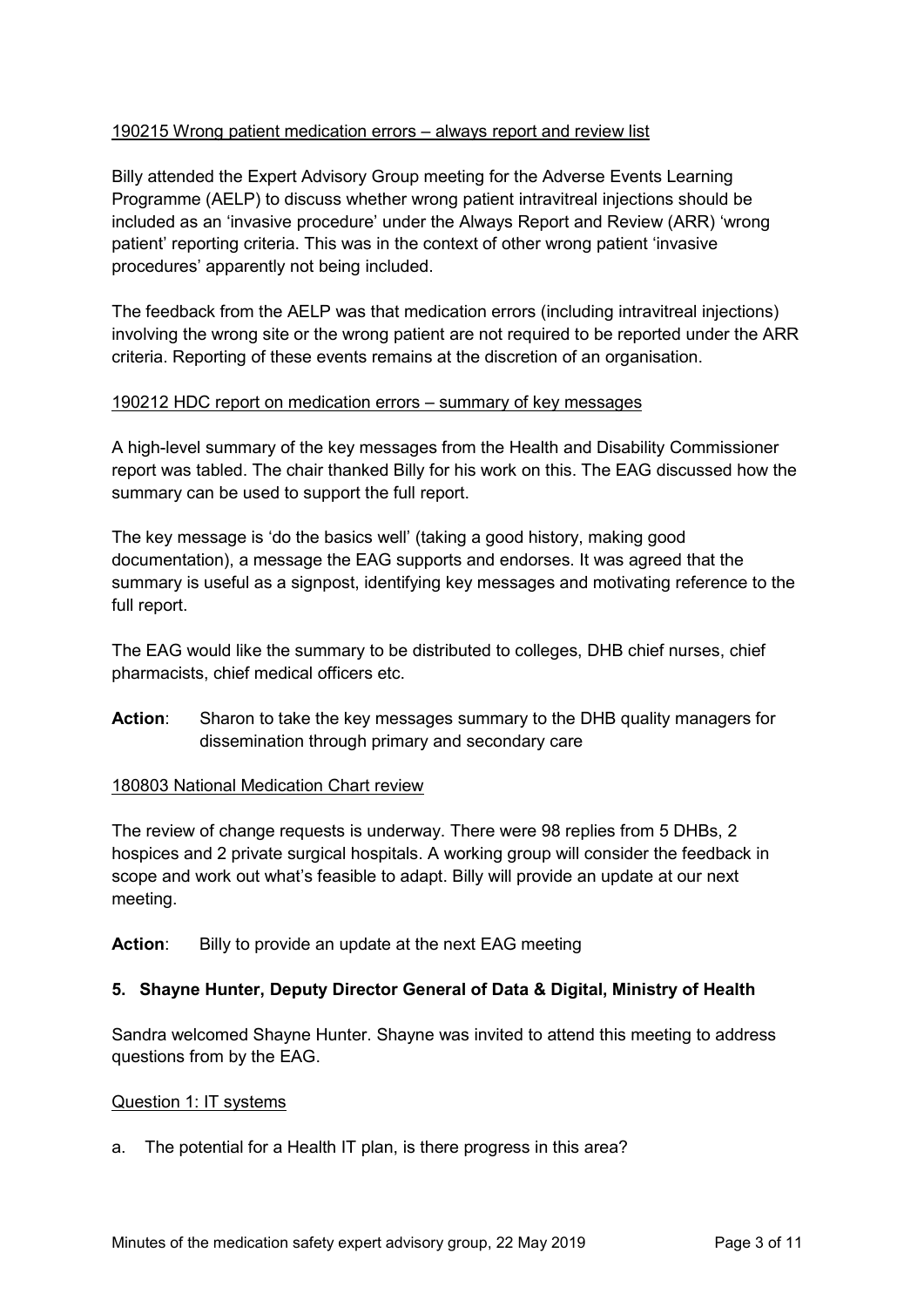190215 Wrong patient medication errors – always report and review list

Billy attended the Expert Advisory Group meeting for the Adverse Events Learning Programme (AELP) to discuss whether wrong patient intravitreal injections should be included as an 'invasive procedure' under the Always Report and Review (ARR) 'wrong patient' reporting criteria. This was in the context of other wrong patient 'invasive procedures' apparently not being included.

The feedback from the AELP was that medication errors (including intravitreal injections) involving the wrong site or the wrong patient are not required to be reported under the ARR criteria. Reporting of these events remains at the discretion of an organisation.

190212 HDC report on medication errors – summary of key messages

A high-level summary of the key messages from the Health and Disability Commissioner report was tabled. The chair thanked Billy for his work on this. The EAG discussed how the summary can be used to support the full report.

The key message is 'do the basics well' (taking a good history, making good documentation), a message the EAG supports and endorses. It was agreed that the summary is useful as a signpost, identifying key messages and motivating reference to the full report.

The EAG would like the summary to be distributed to colleges, DHB chief nurses, chief pharmacists, chief medical officers etc.

**Action**: Sharon to take the key messages summary to the DHB quality managers for dissemination through primary and secondary care

180803 National Medication Chart review

The review of change requests is underway. There were 98 replies from 5 DHBs, 2 hospices and 2 private surgical hospitals. A working group will consider the feedback in scope and work out what's feasible to adapt. Billy will provide an update at our next meeting.

**Action**: Billy to provide an update at the next EAG meeting

## 5. Shayne Hunter, Deputy Director General of Data & Digital, Ministry of Health

Sandra welcomed Shayne Hunter. Shayne was invited to attend this meeting to address questions from by the EAG.

Question 1: IT systems

a. The potential for a Health IT plan, is there progress in this area?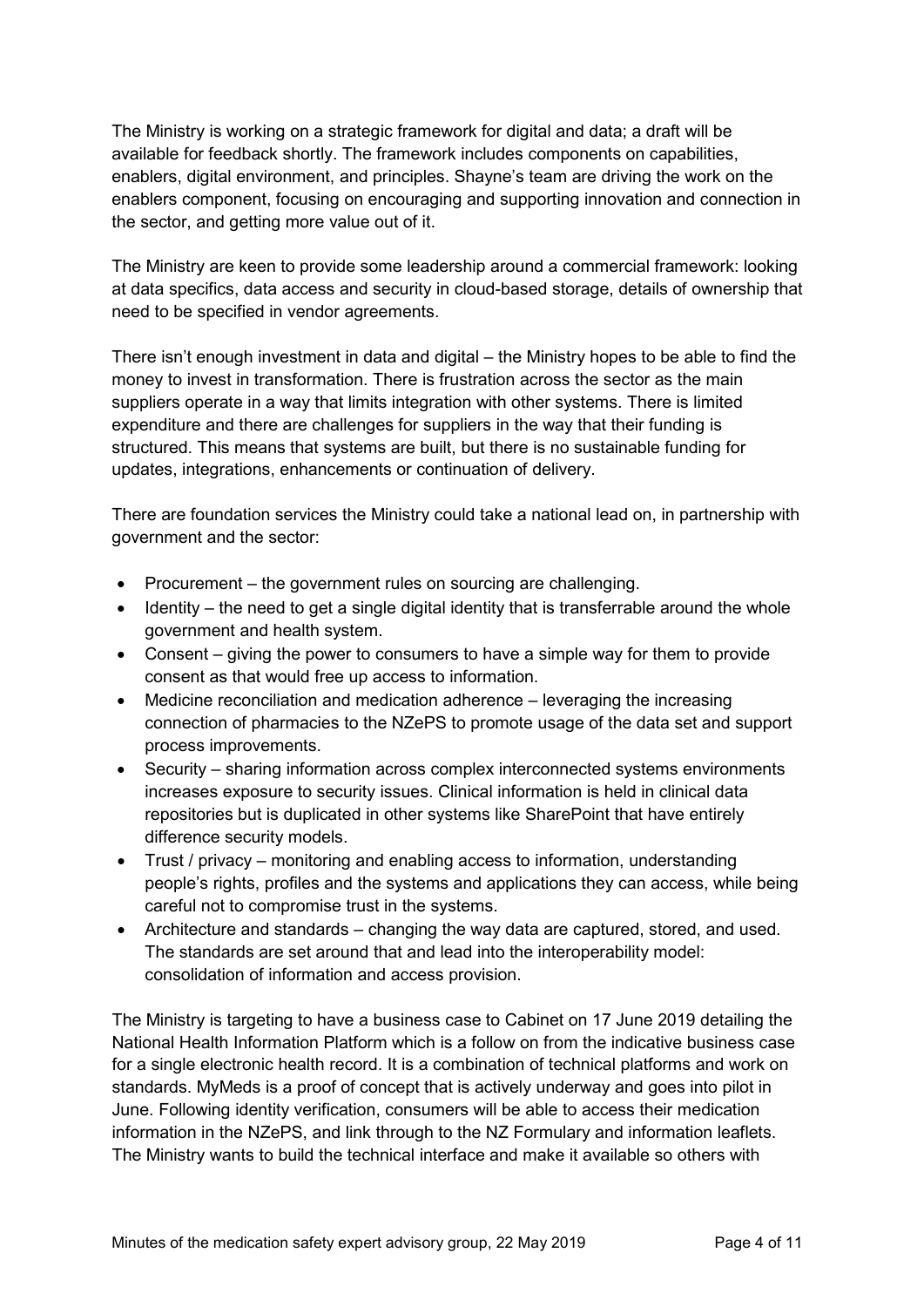The Ministry is working on a strategic framework for digital and data; a draft will be available for feedback shortly. The framework includes components on capabilities, enablers, digital environment, and principles. Shayne's team are driving the work on the enablers component, focusing on encouraging and supporting innovation and connection in the sector, and getting more value out of it.

The Ministry are keen to provide some leadership around a commercial framework: looking at data specifics, data access and security in cloud-based storage, details of ownership that need to be specified in vendor agreements.

There isn't enough investment in data and digital – the Ministry hopes to be able to find the money to invest in transformation. There is frustration across the sector as the main suppliers operate in a way that limits integration with other systems. There is limited expenditure and there are challenges for suppliers in the way that their funding is structured. This means that systems are built, but there is no sustainable funding for updates, integrations, enhancements or continuation of delivery.

There are foundation services the Ministry could take a national lead on, in partnership with government and the sector:

- Procurement – the government rules on sourcing are challenging.
- Identity – the need to get a single digital identity that is transferrable around the whole government and health system.
- Consent – giving the power to consumers to have a simple way for them to provide consent as that would free up access to information.
- Medicine reconciliation and medication adherence – leveraging the increasing connection of pharmacies to the NZePS to promote usage of the data set and support process improvements.
- Security – sharing information across complex interconnected systems environments increases exposure to security issues. Clinical information is held in clinical data repositories but is duplicated in other systems like SharePoint that have entirely difference security models.
- Trust / privacy – monitoring and enabling access to information, understanding people's rights, profiles and the systems and applications they can access, while being careful not to compromise trust in the systems.
- Architecture and standards – changing the way data are captured, stored, and used. The standards are set around that and lead into the interoperability model: consolidation of information and access provision.

The Ministry is targeting to have a business case to Cabinet on 17 June 2019 detailing the National Health Information Platform which is a follow on from the indicative business case for a single electronic health record. It is a combination of technical platforms and work on standards. MyMeds is a proof of concept that is actively underway and goes into pilot in June. Following identity verification, consumers will be able to access their medication information in the NZePS, and link through to the NZ Formulary and information leaflets. The Ministry wants to build the technical interface and make it available so others with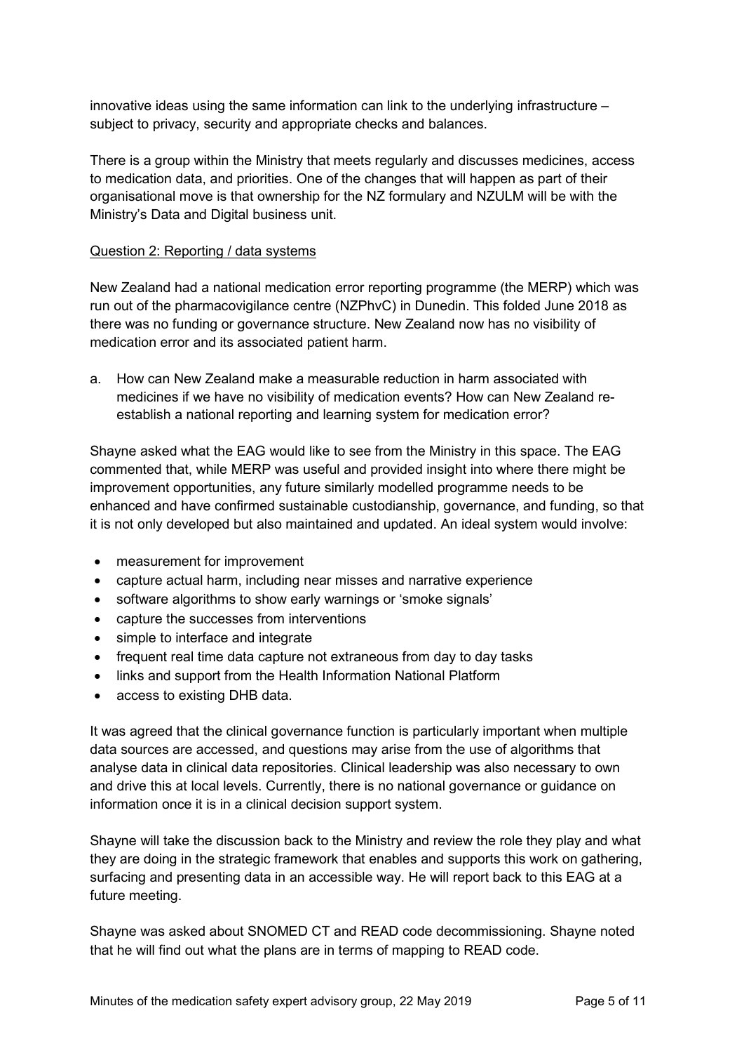innovative ideas using the same information can link to the underlying infrastructure – subject to privacy, security and appropriate checks and balances.

There is a group within the Ministry that meets regularly and discusses medicines, access to medication data, and priorities. One of the changes that will happen as part of their organisational move is that ownership for the NZ formulary and NZULM will be with the Ministry's Data and Digital business unit.

<u>Question 2: Reporting / data systems</u>

New Zealand had a national medication error reporting programme (the MERP) which was run out of the pharmacovigilance centre (NZPhvC) in Dunedin. This folded June 2018 as there was no funding or governance structure. New Zealand now has no visibility of medication error and its associated patient harm.

a. How can New Zealand make a measurable reduction in harm associated with medicines if we have no visibility of medication events? How can New Zealand re-establish a national reporting and learning system for medication error?

Shayne asked what the EAG would like to see from the Ministry in this space. The EAG commented that, while MERP was useful and provided insight into where there might be improvement opportunities, any future similarly modelled programme needs to be enhanced and have confirmed sustainable custodianship, governance, and funding, so that it is not only developed but also maintained and updated. An ideal system would involve:

- measurement for improvement
- capture actual harm, including near misses and narrative experience
- software algorithms to show early warnings or 'smoke signals'
- capture the successes from interventions
- simple to interface and integrate
- frequent real time data capture not extraneous from day to day tasks
- links and support from the Health Information National Platform
- access to existing DHB data.

It was agreed that the clinical governance function is particularly important when multiple data sources are accessed, and questions may arise from the use of algorithms that analyse data in clinical data repositories. Clinical leadership was also necessary to own and drive this at local levels. Currently, there is no national governance or guidance on information once it is in a clinical decision support system.

Shayne will take the discussion back to the Ministry and review the role they play and what they are doing in the strategic framework that enables and supports this work on gathering, surfacing and presenting data in an accessible way. He will report back to this EAG at a future meeting.

Shayne was asked about SNOMED CT and READ code decommissioning. Shayne noted that he will find out what the plans are in terms of mapping to READ code.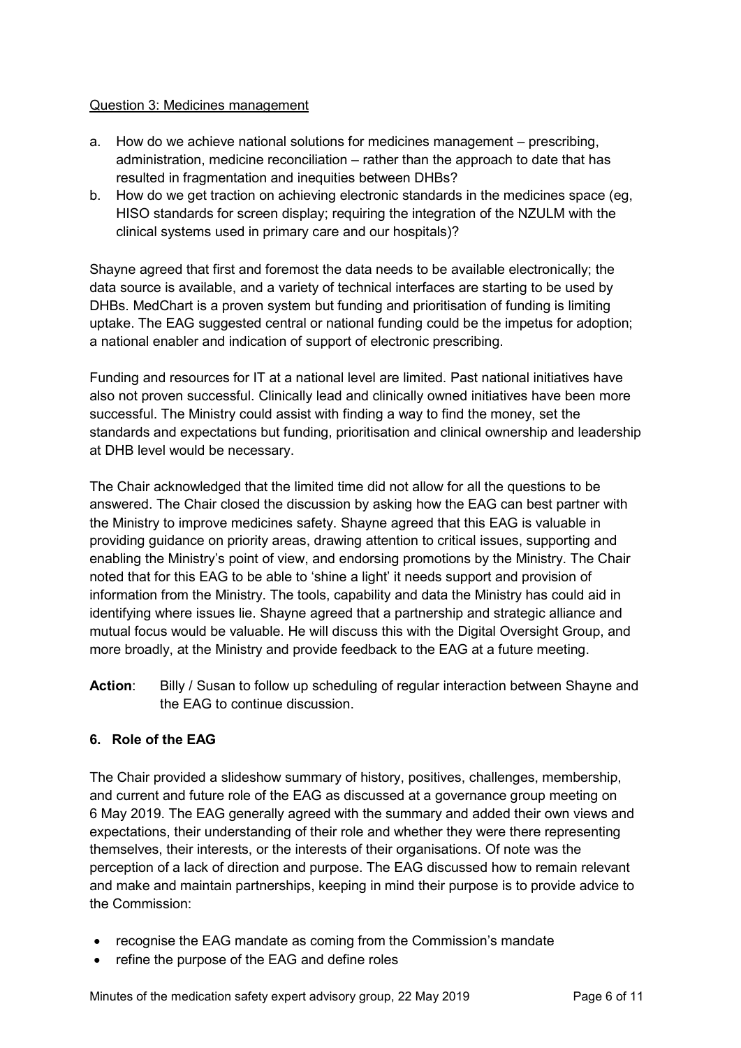Question 3: Medicines management

a. How do we achieve national solutions for medicines management – prescribing, administration, medicine reconciliation – rather than the approach to date that has resulted in fragmentation and inequities between DHBs?
b. How do we get traction on achieving electronic standards in the medicines space (eg, HISO standards for screen display; requiring the integration of the NZULM with the clinical systems used in primary care and our hospitals)?

Shayne agreed that first and foremost the data needs to be available electronically; the data source is available, and a variety of technical interfaces are starting to be used by DHBs. MedChart is a proven system but funding and prioritisation of funding is limiting uptake. The EAG suggested central or national funding could be the impetus for adoption; a national enabler and indication of support of electronic prescribing.

Funding and resources for IT at a national level are limited. Past national initiatives have also not proven successful. Clinically lead and clinically owned initiatives have been more successful. The Ministry could assist with finding a way to find the money, set the standards and expectations but funding, prioritisation and clinical ownership and leadership at DHB level would be necessary.

The Chair acknowledged that the limited time did not allow for all the questions to be answered. The Chair closed the discussion by asking how the EAG can best partner with the Ministry to improve medicines safety. Shayne agreed that this EAG is valuable in providing guidance on priority areas, drawing attention to critical issues, supporting and enabling the Ministry's point of view, and endorsing promotions by the Ministry. The Chair noted that for this EAG to be able to 'shine a light' it needs support and provision of information from the Ministry. The tools, capability and data the Ministry has could aid in identifying where issues lie. Shayne agreed that a partnership and strategic alliance and mutual focus would be valuable. He will discuss this with the Digital Oversight Group, and more broadly, at the Ministry and provide feedback to the EAG at a future meeting.

**Action**: Billy / Susan to follow up scheduling of regular interaction between Shayne and the EAG to continue discussion.

### 6. Role of the EAG

The Chair provided a slideshow summary of history, positives, challenges, membership, and current and future role of the EAG as discussed at a governance group meeting on 6 May 2019. The EAG generally agreed with the summary and added their own views and expectations, their understanding of their role and whether they were there representing themselves, their interests, or the interests of their organisations. Of note was the perception of a lack of direction and purpose. The EAG discussed how to remain relevant and make and maintain partnerships, keeping in mind their purpose is to provide advice to the Commission:

- recognise the EAG mandate as coming from the Commission's mandate
- refine the purpose of the EAG and define roles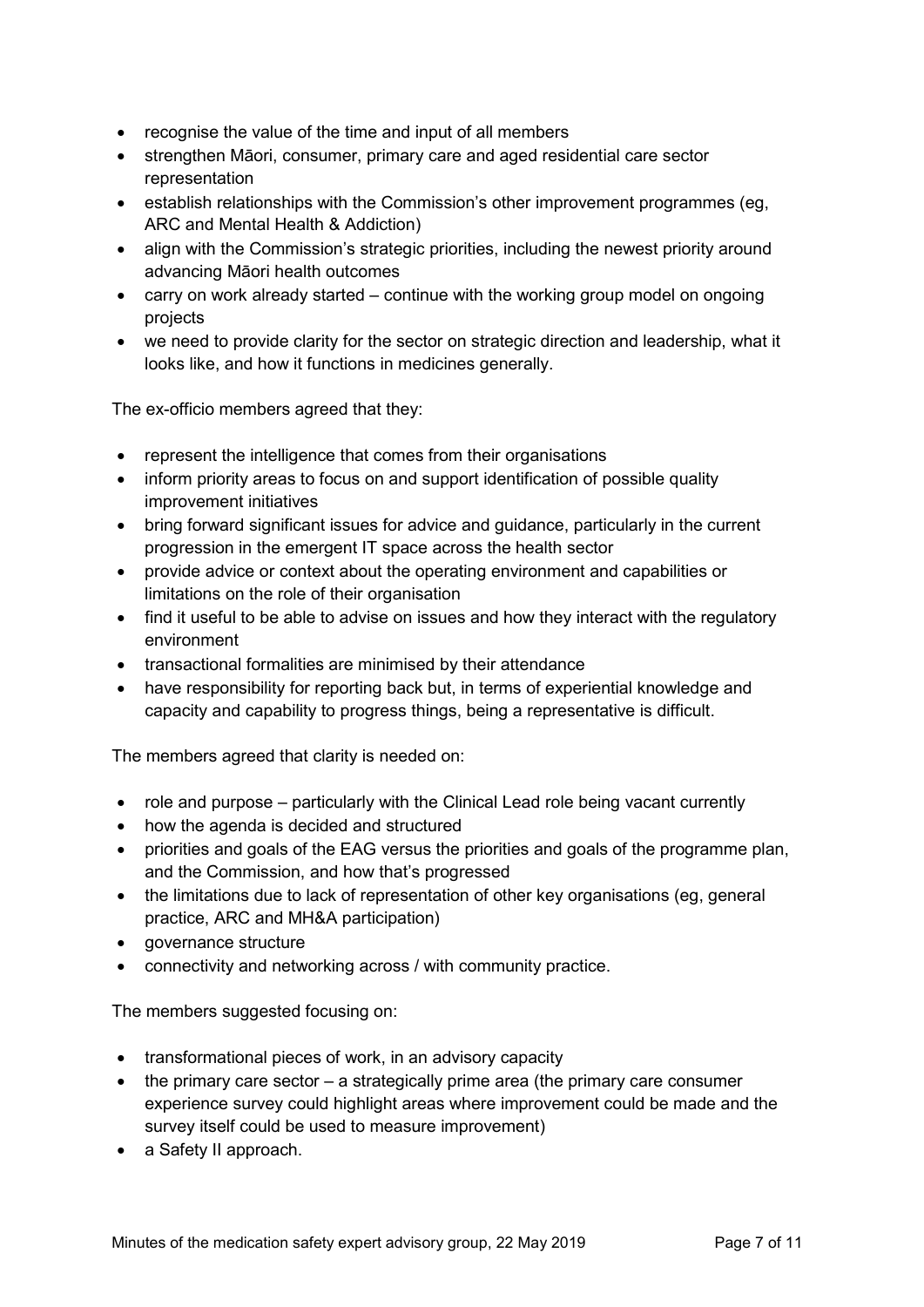- recognise the value of the time and input of all members
- strengthen Māori, consumer, primary care and aged residential care sector representation
- establish relationships with the Commission's other improvement programmes (eg, ARC and Mental Health & Addiction)
- align with the Commission's strategic priorities, including the newest priority around advancing Māori health outcomes
- carry on work already started – continue with the working group model on ongoing projects
- we need to provide clarity for the sector on strategic direction and leadership, what it looks like, and how it functions in medicines generally.

The ex-officio members agreed that they:

- represent the intelligence that comes from their organisations
- inform priority areas to focus on and support identification of possible quality improvement initiatives
- bring forward significant issues for advice and guidance, particularly in the current progression in the emergent IT space across the health sector
- provide advice or context about the operating environment and capabilities or limitations on the role of their organisation
- find it useful to be able to advise on issues and how they interact with the regulatory environment
- transactional formalities are minimised by their attendance
- have responsibility for reporting back but, in terms of experiential knowledge and capacity and capability to progress things, being a representative is difficult.

The members agreed that clarity is needed on:

- role and purpose – particularly with the Clinical Lead role being vacant currently
- how the agenda is decided and structured
- priorities and goals of the EAG versus the priorities and goals of the programme plan, and the Commission, and how that's progressed
- the limitations due to lack of representation of other key organisations (eg, general practice, ARC and MH&A participation)
- governance structure
- connectivity and networking across / with community practice.

The members suggested focusing on:

- transformational pieces of work, in an advisory capacity
- the primary care sector – a strategically prime area (the primary care consumer experience survey could highlight areas where improvement could be made and the survey itself could be used to measure improvement)
- a Safety II approach.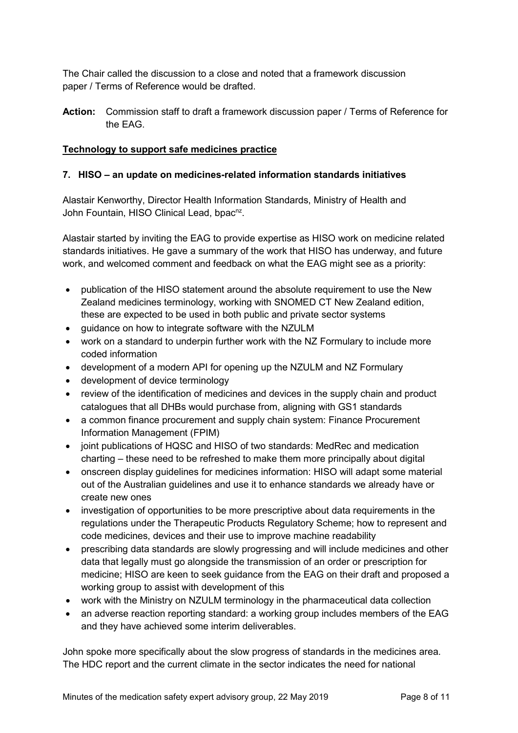The Chair called the discussion to a close and noted that a framework discussion paper / Terms of Reference would be drafted.

**Action:** Commission staff to draft a framework discussion paper / Terms of Reference for the EAG.

**Technology to support safe medicines practice**

### 7. HISO – an update on medicines-related information standards initiatives

Alastair Kenworthy, Director Health Information Standards, Ministry of Health and John Fountain, HISO Clinical Lead, bpac[nz].

Alastair started by inviting the EAG to provide expertise as HISO work on medicine related standards initiatives. He gave a summary of the work that HISO has underway, and future work, and welcomed comment and feedback on what the EAG might see as a priority:

- publication of the HISO statement around the absolute requirement to use the New Zealand medicines terminology, working with SNOMED CT New Zealand edition, these are expected to be used in both public and private sector systems
- guidance on how to integrate software with the NZULM
- work on a standard to underpin further work with the NZ Formulary to include more coded information
- development of a modern API for opening up the NZULM and NZ Formulary
- development of device terminology
- review of the identification of medicines and devices in the supply chain and product catalogues that all DHBs would purchase from, aligning with GS1 standards
- a common finance procurement and supply chain system: Finance Procurement Information Management (FPIM)
- joint publications of HQSC and HISO of two standards: MedRec and medication charting – these need to be refreshed to make them more principally about digital
- onscreen display guidelines for medicines information: HISO will adapt some material out of the Australian guidelines and use it to enhance standards we already have or create new ones
- investigation of opportunities to be more prescriptive about data requirements in the regulations under the Therapeutic Products Regulatory Scheme; how to represent and code medicines, devices and their use to improve machine readability
- prescribing data standards are slowly progressing and will include medicines and other data that legally must go alongside the transmission of an order or prescription for medicine; HISO are keen to seek guidance from the EAG on their draft and proposed a working group to assist with development of this
- work with the Ministry on NZULM terminology in the pharmaceutical data collection
- an adverse reaction reporting standard: a working group includes members of the EAG and they have achieved some interim deliverables.

John spoke more specifically about the slow progress of standards in the medicines area. The HDC report and the current climate in the sector indicates the need for national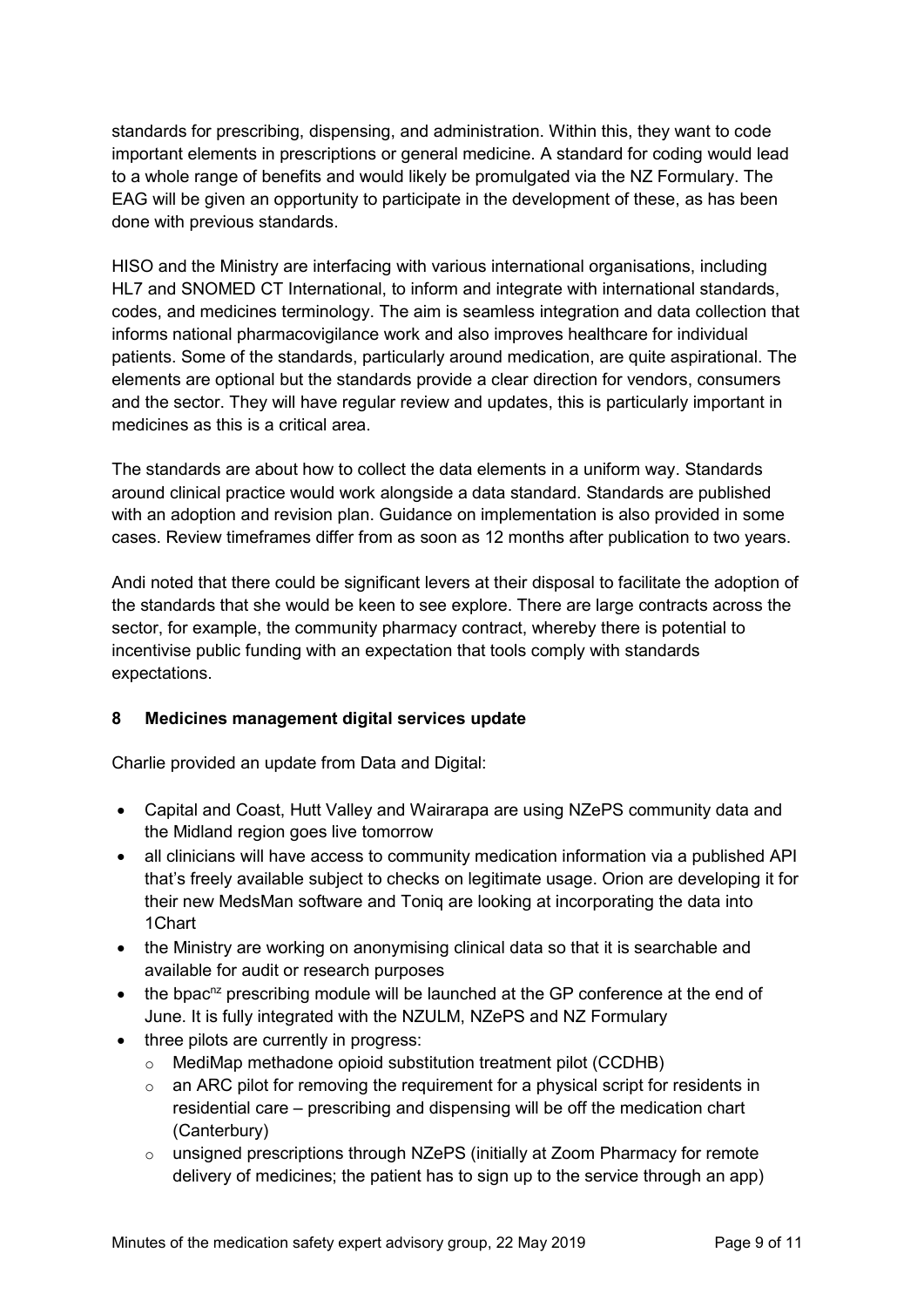standards for prescribing, dispensing, and administration. Within this, they want to code important elements in prescriptions or general medicine. A standard for coding would lead to a whole range of benefits and would likely be promulgated via the NZ Formulary. The EAG will be given an opportunity to participate in the development of these, as has been done with previous standards.

HISO and the Ministry are interfacing with various international organisations, including HL7 and SNOMED CT International, to inform and integrate with international standards, codes, and medicines terminology. The aim is seamless integration and data collection that informs national pharmacovigilance work and also improves healthcare for individual patients. Some of the standards, particularly around medication, are quite aspirational. The elements are optional but the standards provide a clear direction for vendors, consumers and the sector. They will have regular review and updates, this is particularly important in medicines as this is a critical area.

The standards are about how to collect the data elements in a uniform way. Standards around clinical practice would work alongside a data standard. Standards are published with an adoption and revision plan. Guidance on implementation is also provided in some cases. Review timeframes differ from as soon as 12 months after publication to two years.

Andi noted that there could be significant levers at their disposal to facilitate the adoption of the standards that she would be keen to see explore. There are large contracts across the sector, for example, the community pharmacy contract, whereby there is potential to incentivise public funding with an expectation that tools comply with standards expectations.

## 8 Medicines management digital services update

Charlie provided an update from Data and Digital:

- Capital and Coast, Hutt Valley and Wairarapa are using NZePS community data and the Midland region goes live tomorrow
- all clinicians will have access to community medication information via a published API that's freely available subject to checks on legitimate usage. Orion are developing it for their new MedsMan software and Toniq are looking at incorporating the data into 1Chart
- the Ministry are working on anonymising clinical data so that it is searchable and available for audit or research purposes
- the bpac[nz] prescribing module will be launched at the GP conference at the end of June. It is fully integrated with the NZULM, NZePS and NZ Formulary
- three pilots are currently in progress:
  - MediMap methadone opioid substitution treatment pilot (CCDHB)
  - an ARC pilot for removing the requirement for a physical script for residents in residential care – prescribing and dispensing will be off the medication chart (Canterbury)
  - unsigned prescriptions through NZePS (initially at Zoom Pharmacy for remote delivery of medicines; the patient has to sign up to the service through an app)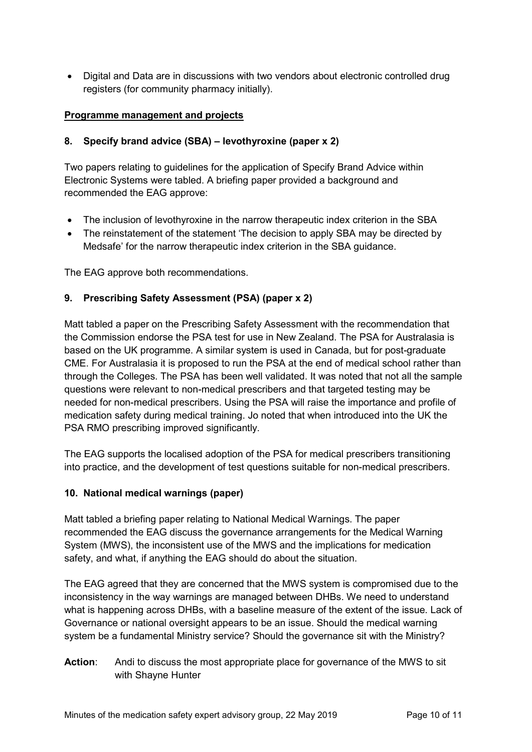- Digital and Data are in discussions with two vendors about electronic controlled drug registers (for community pharmacy initially).

## Programme management and projects

### 8. Specify brand advice (SBA) – levothyroxine (paper x 2)

Two papers relating to guidelines for the application of Specify Brand Advice within Electronic Systems were tabled. A briefing paper provided a background and recommended the EAG approve:

- The inclusion of levothyroxine in the narrow therapeutic index criterion in the SBA
- The reinstatement of the statement 'The decision to apply SBA may be directed by Medsafe' for the narrow therapeutic index criterion in the SBA guidance.

The EAG approve both recommendations.

### 9. Prescribing Safety Assessment (PSA) (paper x 2)

Matt tabled a paper on the Prescribing Safety Assessment with the recommendation that the Commission endorse the PSA test for use in New Zealand. The PSA for Australasia is based on the UK programme. A similar system is used in Canada, but for post-graduate CME. For Australasia it is proposed to run the PSA at the end of medical school rather than through the Colleges. The PSA has been well validated. It was noted that not all the sample questions were relevant to non-medical prescribers and that targeted testing may be needed for non-medical prescribers. Using the PSA will raise the importance and profile of medication safety during medical training. Jo noted that when introduced into the UK the PSA RMO prescribing improved significantly.

The EAG supports the localised adoption of the PSA for medical prescribers transitioning into practice, and the development of test questions suitable for non-medical prescribers.

### 10. National medical warnings (paper)

Matt tabled a briefing paper relating to National Medical Warnings. The paper recommended the EAG discuss the governance arrangements for the Medical Warning System (MWS), the inconsistent use of the MWS and the implications for medication safety, and what, if anything the EAG should do about the situation.

The EAG agreed that they are concerned that the MWS system is compromised due to the inconsistency in the way warnings are managed between DHBs. We need to understand what is happening across DHBs, with a baseline measure of the extent of the issue. Lack of Governance or national oversight appears to be an issue. Should the medical warning system be a fundamental Ministry service? Should the governance sit with the Ministry?

**Action**: Andi to discuss the most appropriate place for governance of the MWS to sit with Shayne Hunter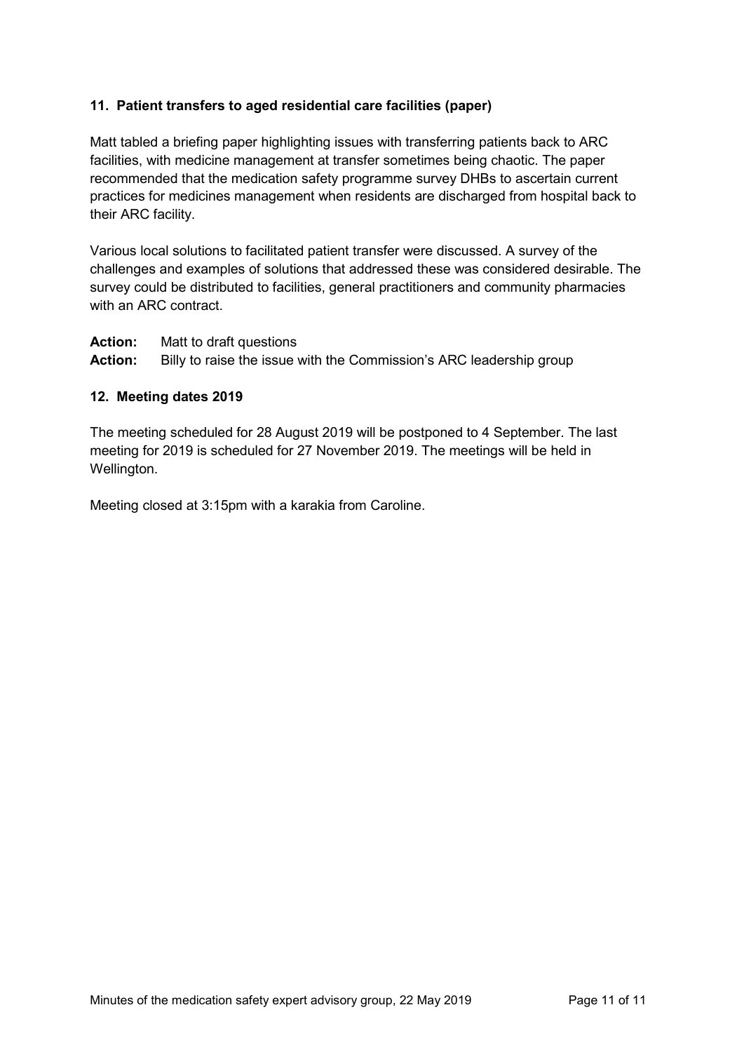## 11. Patient transfers to aged residential care facilities (paper)

Matt tabled a briefing paper highlighting issues with transferring patients back to ARC facilities, with medicine management at transfer sometimes being chaotic. The paper recommended that the medication safety programme survey DHBs to ascertain current practices for medicines management when residents are discharged from hospital back to their ARC facility.

Various local solutions to facilitated patient transfer were discussed. A survey of the challenges and examples of solutions that addressed these was considered desirable. The survey could be distributed to facilities, general practitioners and community pharmacies with an ARC contract.

**Action:** Matt to draft questions
**Action:** Billy to raise the issue with the Commission's ARC leadership group

## 12. Meeting dates 2019

The meeting scheduled for 28 August 2019 will be postponed to 4 September. The last meeting for 2019 is scheduled for 27 November 2019. The meetings will be held in Wellington.

Meeting closed at 3:15pm with a karakia from Caroline.